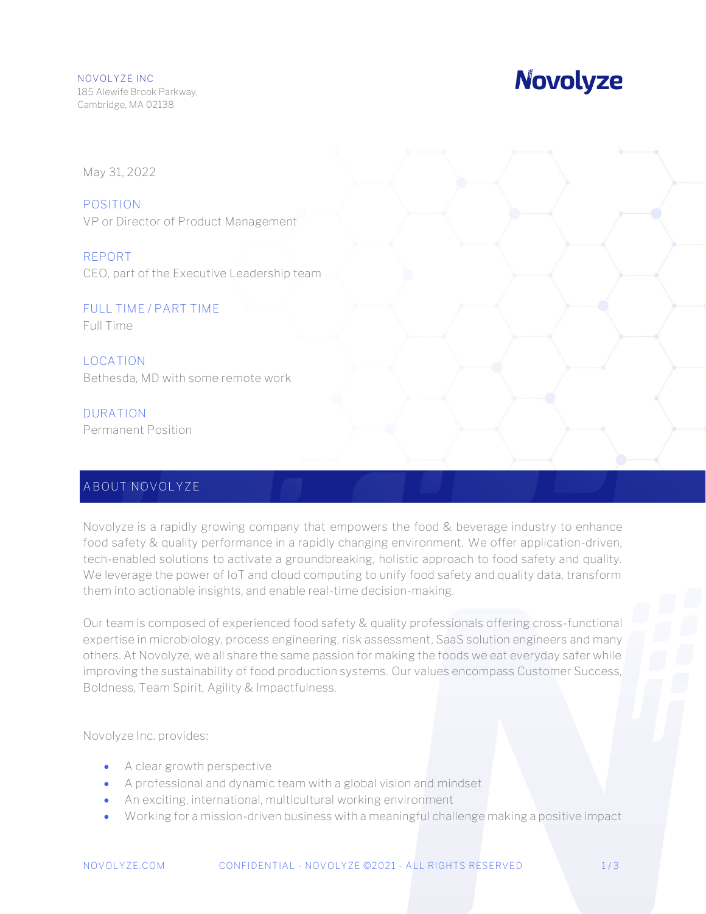NOVOLYZE INC
185 Alewife Brook Parkway,
Cambridge, MA 02138

**Novolyze**

May 31, 2022

**POSITION**
VP or Director of Product Management

**REPORT**
CEO, part of the Executive Leadership team

**FULL TIME / PART TIME**
Full Time

**LOCATION**
Bethesda, MD with some remote work

**DURATION**
Permanent Position

## ABOUT NOVOLYZE

Novolyze is a rapidly growing company that empowers the food & beverage industry to enhance food safety & quality performance in a rapidly changing environment. We offer application-driven, tech-enabled solutions to activate a groundbreaking, holistic approach to food safety and quality. We leverage the power of IoT and cloud computing to unify food safety and quality data, transform them into actionable insights, and enable real-time decision-making.

Our team is composed of experienced food safety & quality professionals offering cross-functional expertise in microbiology, process engineering, risk assessment, SaaS solution engineers and many others. At Novolyze, we all share the same passion for making the foods we eat everyday safer while improving the sustainability of food production systems. Our values encompass Customer Success, Boldness, Team Spirit, Agility & Impactfulness.

Novolyze Inc. provides:

- A clear growth perspective
- A professional and dynamic team with a global vision and mindset
- An exciting, international, multicultural working environment
- Working for a mission-driven business with a meaningful challenge making a positive impact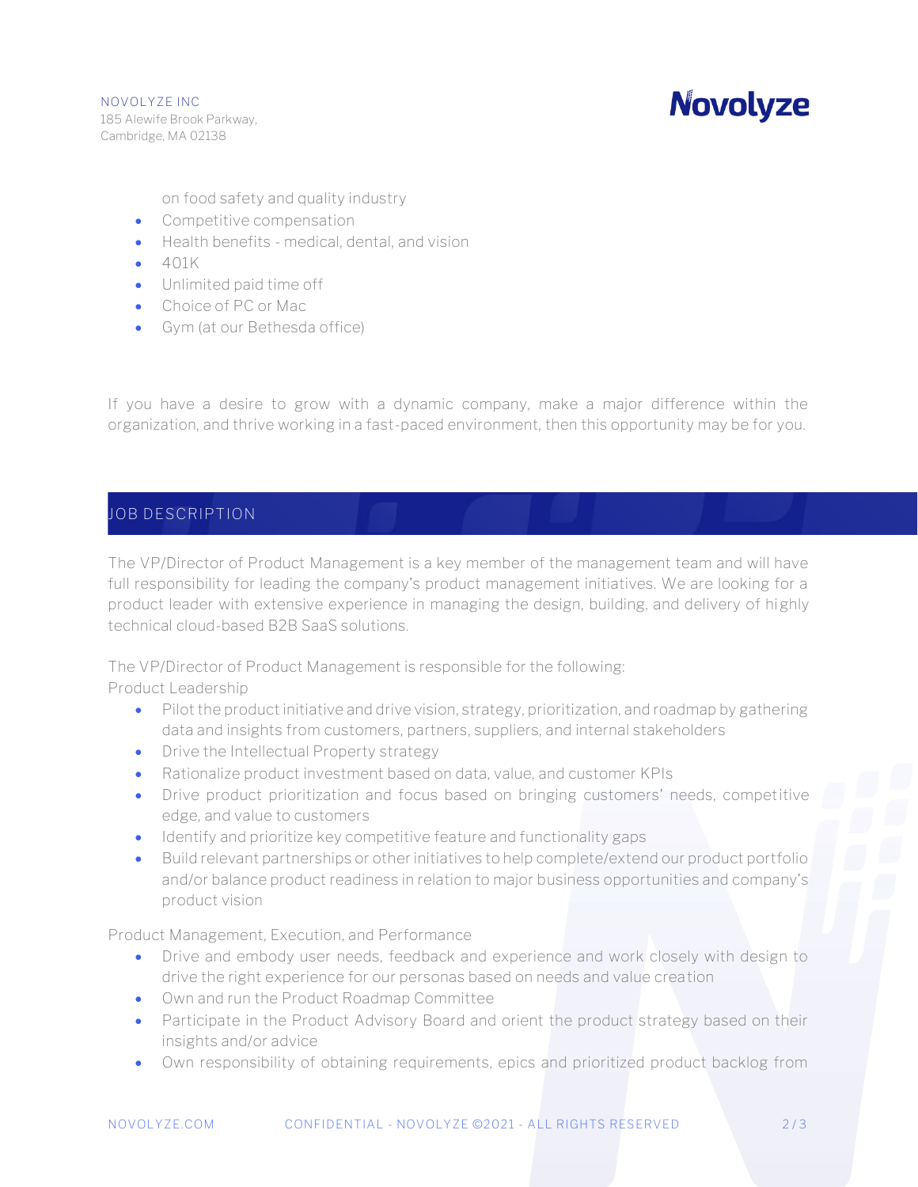on food safety and quality industry

- Competitive compensation
- Health benefits - medical, dental, and vision
- 401K
- Unlimited paid time off
- Choice of PC or Mac
- Gym (at our Bethesda office)

If you have a desire to grow with a dynamic company, make a major difference within the organization, and thrive working in a fast-paced environment, then this opportunity may be for you.

## JOB DESCRIPTION

The VP/Director of Product Management is a key member of the management team and will have full responsibility for leading the company's product management initiatives. We are looking for a product leader with extensive experience in managing the design, building, and delivery of highly technical cloud-based B2B SaaS solutions.

The VP/Director of Product Management is responsible for the following:

Product Leadership

- Pilot the product initiative and drive vision, strategy, prioritization, and roadmap by gathering data and insights from customers, partners, suppliers, and internal stakeholders
- Drive the Intellectual Property strategy
- Rationalize product investment based on data, value, and customer KPIs
- Drive product prioritization and focus based on bringing customers' needs, competitive edge, and value to customers
- Identify and prioritize key competitive feature and functionality gaps
- Build relevant partnerships or other initiatives to help complete/extend our product portfolio and/or balance product readiness in relation to major business opportunities and company's product vision

Product Management, Execution, and Performance

- Drive and embody user needs, feedback and experience and work closely with design to drive the right experience for our personas based on needs and value creation
- Own and run the Product Roadmap Committee
- Participate in the Product Advisory Board and orient the product strategy based on their insights and/or advice
- Own responsibility of obtaining requirements, epics and prioritized product backlog from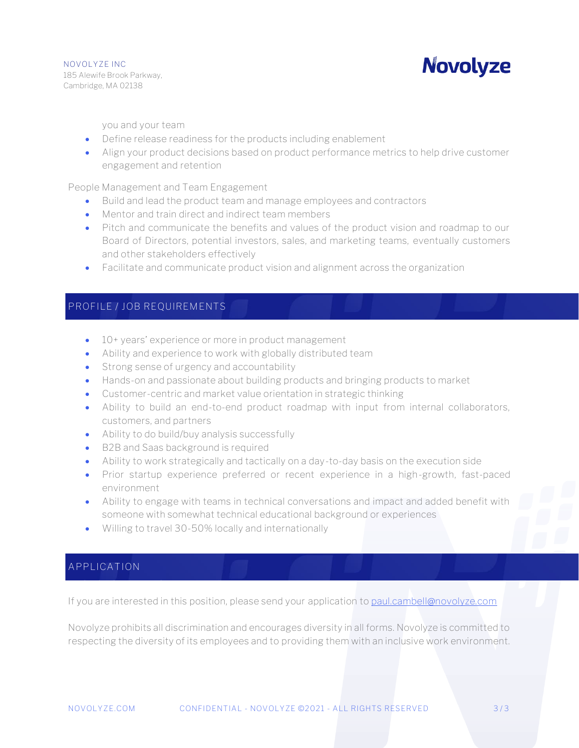you and your team

- Define release readiness for the products including enablement
- Align your product decisions based on product performance metrics to help drive customer engagement and retention

People Management and Team Engagement

- Build and lead the product team and manage employees and contractors
- Mentor and train direct and indirect team members
- Pitch and communicate the benefits and values of the product vision and roadmap to our Board of Directors, potential investors, sales, and marketing teams, eventually customers and other stakeholders effectively
- Facilitate and communicate product vision and alignment across the organization

## PROFILE / JOB REQUIREMENTS

- 10+ years' experience or more in product management
- Ability and experience to work with globally distributed team
- Strong sense of urgency and accountability
- Hands-on and passionate about building products and bringing products to market
- Customer-centric and market value orientation in strategic thinking
- Ability to build an end-to-end product roadmap with input from internal collaborators, customers, and partners
- Ability to do build/buy analysis successfully
- B2B and Saas background is required
- Ability to work strategically and tactically on a day-to-day basis on the execution side
- Prior startup experience preferred or recent experience in a high-growth, fast-paced environment
- Ability to engage with teams in technical conversations and impact and added benefit with someone with somewhat technical educational background or experiences
- Willing to travel 30-50% locally and internationally

## APPLICATION

If you are interested in this position, please send your application to paul.cambell@novolyze.com

Novolyze prohibits all discrimination and encourages diversity in all forms. Novolyze is committed to respecting the diversity of its employees and to providing them with an inclusive work environment.